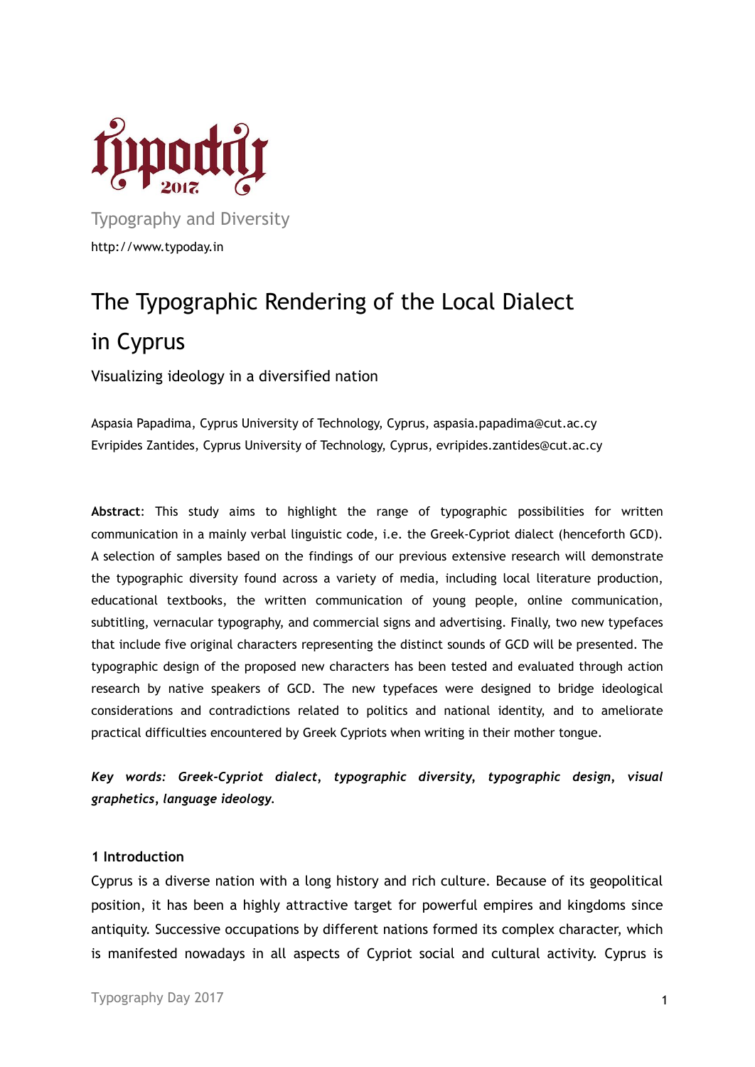Typography and Diversity

http://www.typoday.in

# The Typographic Rendering of the Local Dialect in Cyprus

## Visualizing ideology in a diversified nation

Aspasia Papadima, Cyprus University of Technology, Cyprus, aspasia.papadima@cut.ac.cy
Evripides Zantides, Cyprus University of Technology, Cyprus, evripides.zantides@cut.ac.cy

**Abstract**: This study aims to highlight the range of typographic possibilities for written communication in a mainly verbal linguistic code, i.e. the Greek-Cypriot dialect (henceforth GCD). A selection of samples based on the findings of our previous extensive research will demonstrate the typographic diversity found across a variety of media, including local literature production, educational textbooks, the written communication of young people, online communication, subtitling, vernacular typography, and commercial signs and advertising. Finally, two new typefaces that include five original characters representing the distinct sounds of GCD will be presented. The typographic design of the proposed new characters has been tested and evaluated through action research by native speakers of GCD. The new typefaces were designed to bridge ideological considerations and contradictions related to politics and national identity, and to ameliorate practical difficulties encountered by Greek Cypriots when writing in their mother tongue.

***Key words: Greek-Cypriot dialect, typographic diversity, typographic design, visual graphetics, language ideology.***

### 1 Introduction

Cyprus is a diverse nation with a long history and rich culture. Because of its geopolitical position, it has been a highly attractive target for powerful empires and kingdoms since antiquity. Successive occupations by different nations formed its complex character, which is manifested nowadays in all aspects of Cypriot social and cultural activity. Cyprus is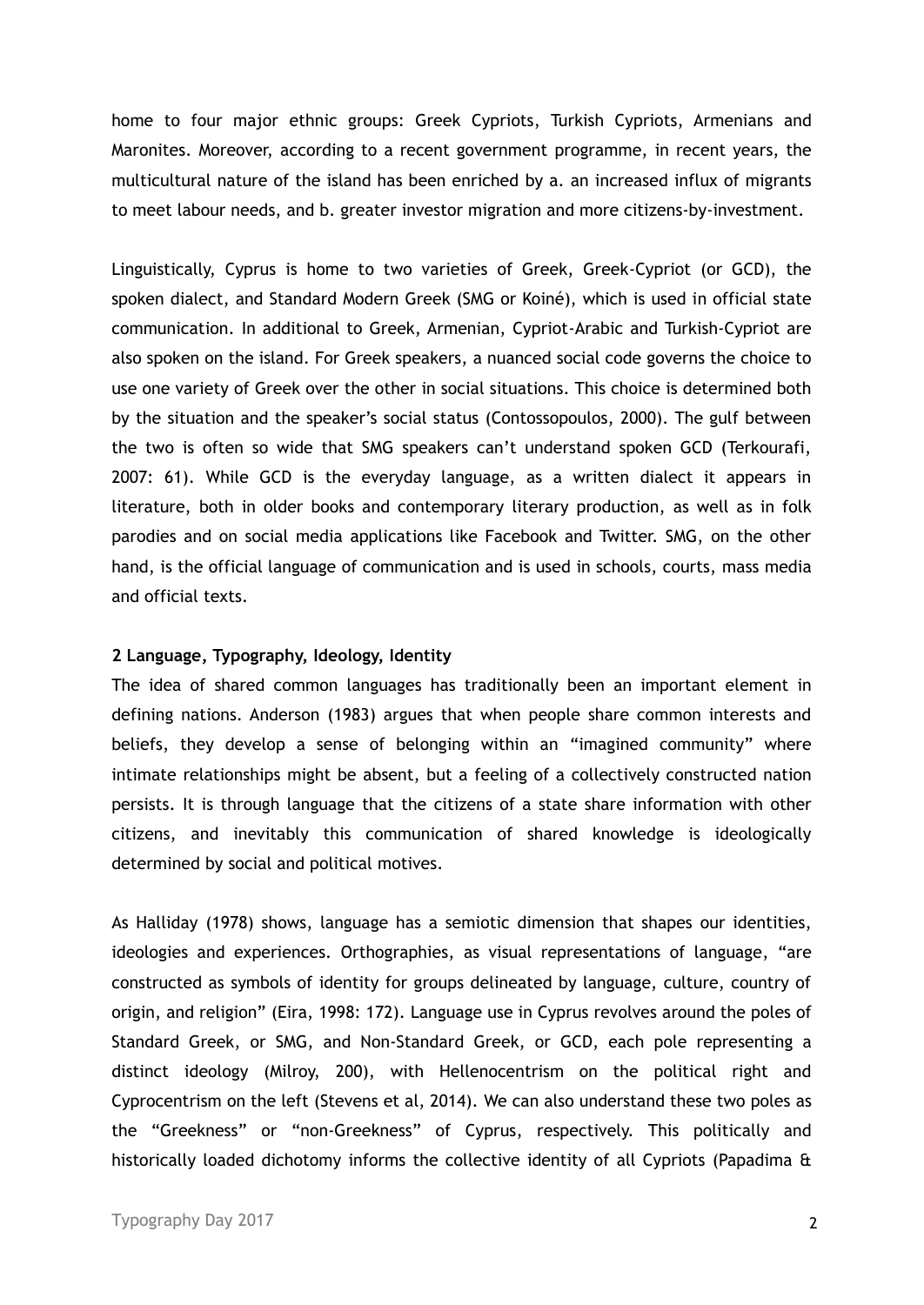home to four major ethnic groups: Greek Cypriots, Turkish Cypriots, Armenians and Maronites. Moreover, according to a recent government programme, in recent years, the multicultural nature of the island has been enriched by a. an increased influx of migrants to meet labour needs, and b. greater investor migration and more citizens-by-investment.

Linguistically, Cyprus is home to two varieties of Greek, Greek-Cypriot (or GCD), the spoken dialect, and Standard Modern Greek (SMG or Koiné), which is used in official state communication. In additional to Greek, Armenian, Cypriot-Arabic and Turkish-Cypriot are also spoken on the island. For Greek speakers, a nuanced social code governs the choice to use one variety of Greek over the other in social situations. This choice is determined both by the situation and the speaker's social status (Contossopoulos, 2000). The gulf between the two is often so wide that SMG speakers can't understand spoken GCD (Terkourafi, 2007: 61). While GCD is the everyday language, as a written dialect it appears in literature, both in older books and contemporary literary production, as well as in folk parodies and on social media applications like Facebook and Twitter. SMG, on the other hand, is the official language of communication and is used in schools, courts, mass media and official texts.

## 2 Language, Typography, Ideology, Identity

The idea of shared common languages has traditionally been an important element in defining nations. Anderson (1983) argues that when people share common interests and beliefs, they develop a sense of belonging within an "imagined community" where intimate relationships might be absent, but a feeling of a collectively constructed nation persists. It is through language that the citizens of a state share information with other citizens, and inevitably this communication of shared knowledge is ideologically determined by social and political motives.

As Halliday (1978) shows, language has a semiotic dimension that shapes our identities, ideologies and experiences. Orthographies, as visual representations of language, "are constructed as symbols of identity for groups delineated by language, culture, country of origin, and religion" (Eira, 1998: 172). Language use in Cyprus revolves around the poles of Standard Greek, or SMG, and Non-Standard Greek, or GCD, each pole representing a distinct ideology (Milroy, 200), with Hellenocentrism on the political right and Cyprocentrism on the left (Stevens et al, 2014). We can also understand these two poles as the "Greekness" or "non-Greekness" of Cyprus, respectively. This politically and historically loaded dichotomy informs the collective identity of all Cypriots (Papadima &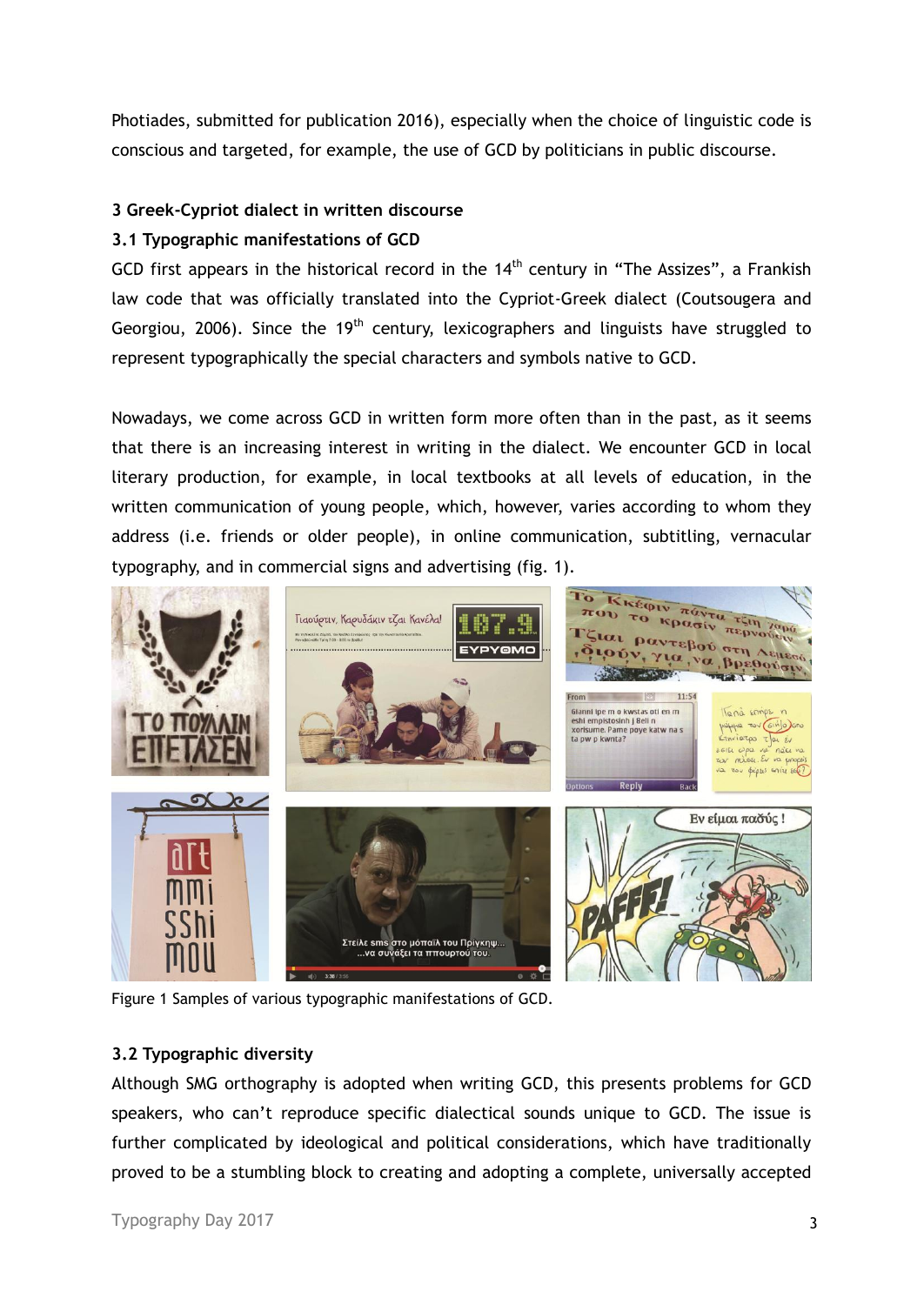Photiades, submitted for publication 2016), especially when the choice of linguistic code is conscious and targeted, for example, the use of GCD by politicians in public discourse.

## 3 Greek-Cypriot dialect in written discourse

### 3.1 Typographic manifestations of GCD

GCD first appears in the historical record in the 14th century in “The Assizes”, a Frankish law code that was officially translated into the Cypriot-Greek dialect (Coutsougera and Georgiou, 2006). Since the 19th century, lexicographers and linguists have struggled to represent typographically the special characters and symbols native to GCD.

Nowadays, we come across GCD in written form more often than in the past, as it seems that there is an increasing interest in writing in the dialect. We encounter GCD in local literary production, for example, in local textbooks at all levels of education, in the written communication of young people, which, however, varies according to whom they address (i.e. friends or older people), in online communication, subtitling, vernacular typography, and in commercial signs and advertising (fig. 1).

Figure 1 Samples of various typographic manifestations of GCD.

### 3.2 Typographic diversity

Although SMG orthography is adopted when writing GCD, this presents problems for GCD speakers, who can’t reproduce specific dialectical sounds unique to GCD. The issue is further complicated by ideological and political considerations, which have traditionally proved to be a stumbling block to creating and adopting a complete, universally accepted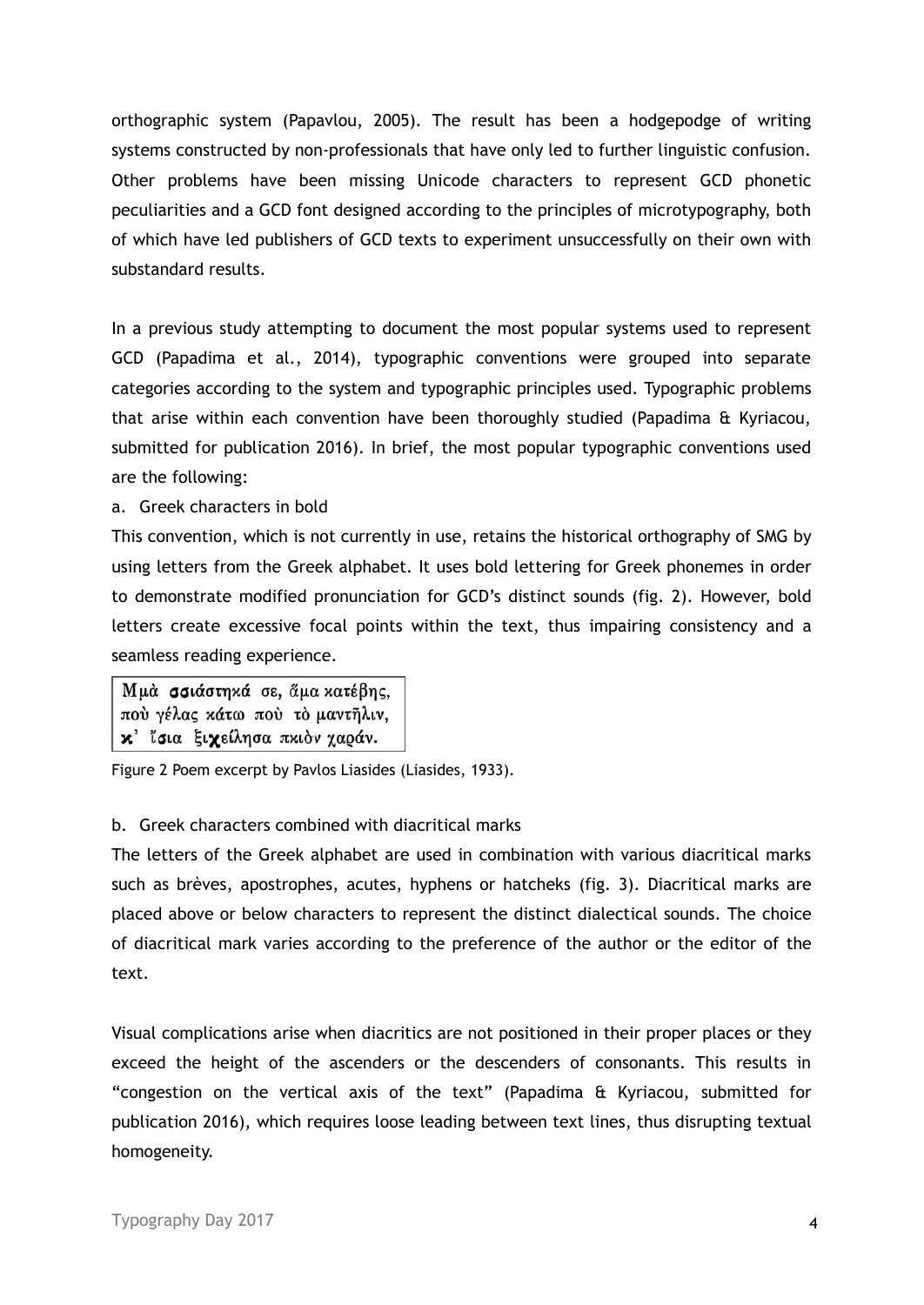orthographic system (Papavlou, 2005). The result has been a hodgepodge of writing systems constructed by non-professionals that have only led to further linguistic confusion. Other problems have been missing Unicode characters to represent GCD phonetic peculiarities and a GCD font designed according to the principles of microtypography, both of which have led publishers of GCD texts to experiment unsuccessfully on their own with substandard results.

In a previous study attempting to document the most popular systems used to represent GCD (Papadima et al., 2014), typographic conventions were grouped into separate categories according to the system and typographic principles used. Typographic problems that arise within each convention have been thoroughly studied (Papadima & Kyriacou, submitted for publication 2016). In brief, the most popular typographic conventions used are the following:

a. Greek characters in bold

This convention, which is not currently in use, retains the historical orthography of SMG by using letters from the Greek alphabet. It uses bold lettering for Greek phonemes in order to demonstrate modified pronunciation for GCD's distinct sounds (fig. 2). However, bold letters create excessive focal points within the text, thus impairing consistency and a seamless reading experience.

Μμὰ **σσιάστηκά** σε, ἅμα κατέβης,
ποὺ γέλας κάτω ποὺ τὸ μαντῆλιν,
**κ**᾽ ἴ**σ**ια ξι**χ**είλησα πκιὸν χαράν.

Figure 2 Poem excerpt by Pavlos Liasides (Liasides, 1933).

b. Greek characters combined with diacritical marks

The letters of the Greek alphabet are used in combination with various diacritical marks such as brèves, apostrophes, acutes, hyphens or hatcheks (fig. 3). Diacritical marks are placed above or below characters to represent the distinct dialectical sounds. The choice of diacritical mark varies according to the preference of the author or the editor of the text.

Visual complications arise when diacritics are not positioned in their proper places or they exceed the height of the ascenders or the descenders of consonants. This results in "congestion on the vertical axis of the text" (Papadima & Kyriacou, submitted for publication 2016), which requires loose leading between text lines, thus disrupting textual homogeneity.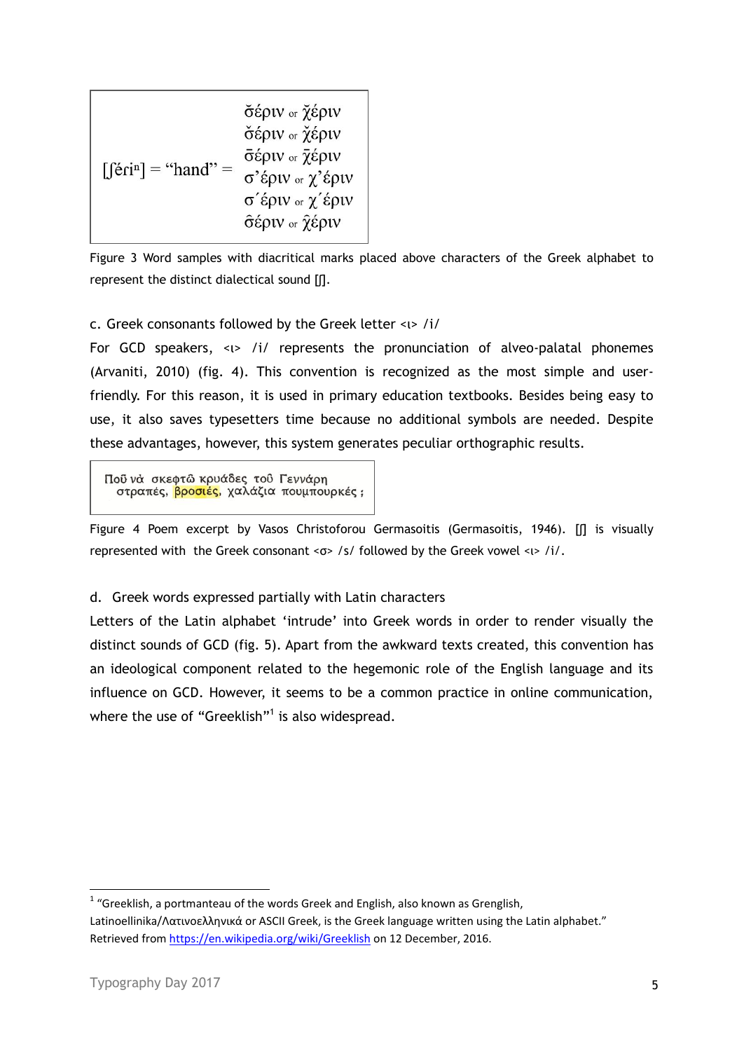| | |
|---|---|
| [ʃériⁿ] = "hand" = | σ̆έριν or χ̆έριν |
| | σ̌έριν or χ̌έριν |
| | σ̄έριν or χ̄έριν |
| | σ'έριν or χ'έριν |
| | σ´έριν or χ´έριν |
| | σ̑έριν or χ̑έριν |

Figure 3 Word samples with diacritical marks placed above characters of the Greek alphabet to represent the distinct dialectical sound [ʃ].

c. Greek consonants followed by the Greek letter <ι> /i/

For GCD speakers, <ι> /i/ represents the pronunciation of alveo-palatal phonemes (Arvaniti, 2010) (fig. 4). This convention is recognized as the most simple and user-friendly. For this reason, it is used in primary education textbooks. Besides being easy to use, it also saves typesetters time because no additional symbols are needed. Despite these advantages, however, this system generates peculiar orthographic results.

> Ποῦ νὰ σκεφτῶ κρυάδες τοῦ Γεννάρη
> στραπές, βροσιές, χαλάζια πουμπουρκές ;

Figure 4 Poem excerpt by Vasos Christoforou Germasoitis (Germasoitis, 1946). [ʃ] is visually represented with the Greek consonant <σ> /s/ followed by the Greek vowel <ι> /i/.

d. Greek words expressed partially with Latin characters

Letters of the Latin alphabet 'intrude' into Greek words in order to render visually the distinct sounds of GCD (fig. 5). Apart from the awkward texts created, this convention has an ideological component related to the hegemonic role of the English language and its influence on GCD. However, it seems to be a common practice in online communication, where the use of "Greeklish"[1] is also widespread.

[1] "Greeklish, a portmanteau of the words Greek and English, also known as Grenglish, Latinoellinika/Λατινοελληνικά or ASCII Greek, is the Greek language written using the Latin alphabet." Retrieved from https://en.wikipedia.org/wiki/Greeklish on 12 December, 2016.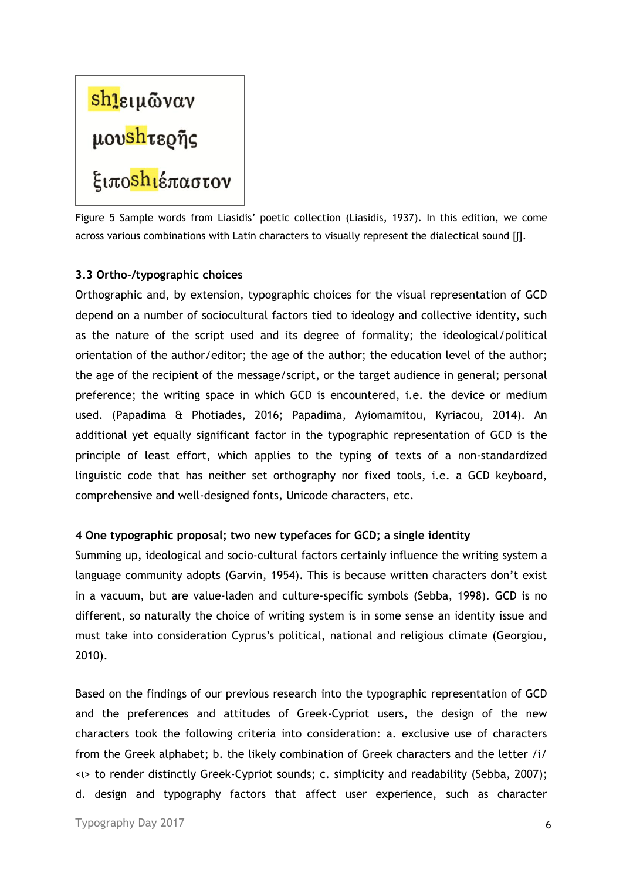shἰειμῶναν

μουshτερῆς

ξιποshιέπαστον

Figure 5 Sample words from Liasidis' poetic collection (Liasidis, 1937). In this edition, we come across various combinations with Latin characters to visually represent the dialectical sound [ʃ].

### 3.3 Ortho-/typographic choices

Orthographic and, by extension, typographic choices for the visual representation of GCD depend on a number of sociocultural factors tied to ideology and collective identity, such as the nature of the script used and its degree of formality; the ideological/political orientation of the author/editor; the age of the author; the education level of the author; the age of the recipient of the message/script, or the target audience in general; personal preference; the writing space in which GCD is encountered, i.e. the device or medium used. (Papadima & Photiades, 2016; Papadima, Ayiomamitou, Kyriacou, 2014). An additional yet equally significant factor in the typographic representation of GCD is the principle of least effort, which applies to the typing of texts of a non-standardized linguistic code that has neither set orthography nor fixed tools, i.e. a GCD keyboard, comprehensive and well-designed fonts, Unicode characters, etc.

## 4 One typographic proposal; two new typefaces for GCD; a single identity

Summing up, ideological and socio-cultural factors certainly influence the writing system a language community adopts (Garvin, 1954). This is because written characters don't exist in a vacuum, but are value-laden and culture-specific symbols (Sebba, 1998). GCD is no different, so naturally the choice of writing system is in some sense an identity issue and must take into consideration Cyprus's political, national and religious climate (Georgiou, 2010).

Based on the findings of our previous research into the typographic representation of GCD and the preferences and attitudes of Greek-Cypriot users, the design of the new characters took the following criteria into consideration: a. exclusive use of characters from the Greek alphabet; b. the likely combination of Greek characters and the letter /i/ <ι> to render distinctly Greek-Cypriot sounds; c. simplicity and readability (Sebba, 2007); d. design and typography factors that affect user experience, such as character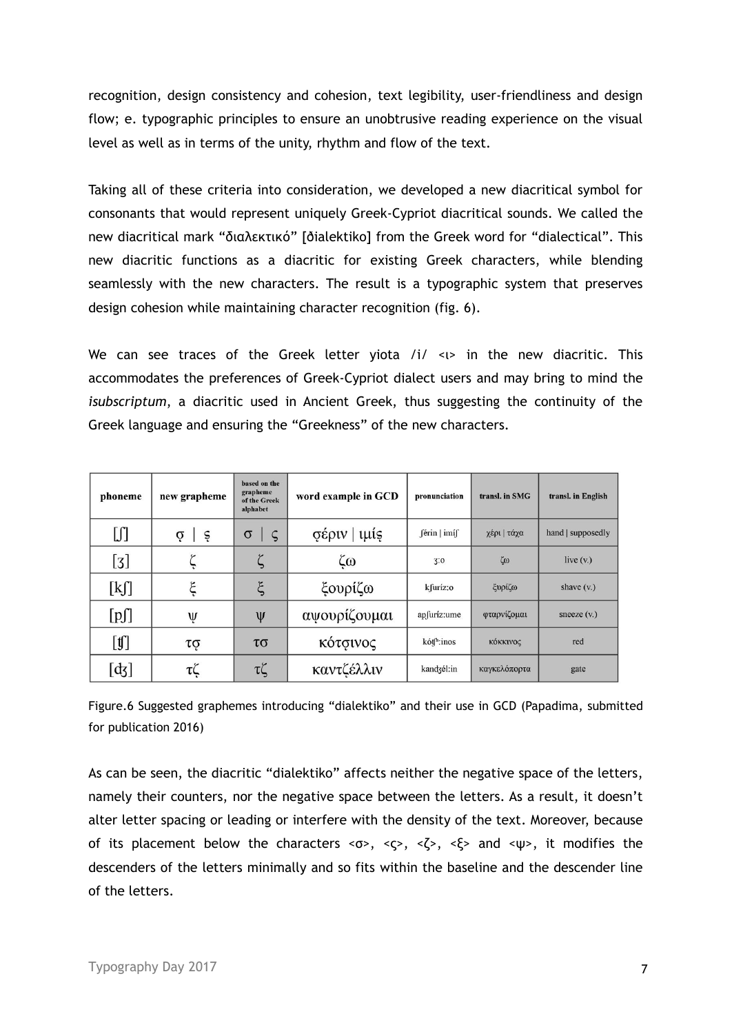recognition, design consistency and cohesion, text legibility, user-friendliness and design flow; e. typographic principles to ensure an unobtrusive reading experience on the visual level as well as in terms of the unity, rhythm and flow of the text.

Taking all of these criteria into consideration, we developed a new diacritical symbol for consonants that would represent uniquely Greek-Cypriot diacritical sounds. We called the new diacritical mark "διαλεκτικό" [ðialektiko] from the Greek word for "dialectical". This new diacritic functions as a diacritic for existing Greek characters, while blending seamlessly with the new characters. The result is a typographic system that preserves design cohesion while maintaining character recognition (fig. 6).

We can see traces of the Greek letter yiota /i/ <ι> in the new diacritic. This accommodates the preferences of Greek-Cypriot dialect users and may bring to mind the *isubscriptum*, a diacritic used in Ancient Greek, thus suggesting the continuity of the Greek language and ensuring the "Greekness" of the new characters.

| phoneme | new grapheme | based on the grapheme of the Greek alphabet | word example in GCD | pronunciation | transl. in SMG | transl. in English |
|---|---|---|---|---|---|---|
| [ʃ] | σ̹ \| ς̹ | σ \| ς | σ̹έριν \| ιμίς̹ | ʃérin \| imíʃ | χέρι \| τάχα | hand \| supposedly |
| [ʒ] | ζ̹ | ζ | ζ̹ω | ʒ:o | ζω | live (v.) |
| [kʃ] | ξ̹ | ξ | ξ̹ουρίζω | kʃuríz:o | ξυρίζω | shave (v.) |
| [pʃ] | ψ̹ | ψ | αψ̹ουρίζουμαι | apʃuríz:ume | φταρνίζομαι | sneeze (v.) |
| [ʧ] | τσ̹ | τσ | κότσ̹ινος | kóʧʰ:inos | κόκκινος | red |
| [ʤ] | τζ̹ | τζ | καντζ̹έλλιν | kanʤél:in | καγκελόπορτα | gate |

Figure.6 Suggested graphemes introducing "dialektiko" and their use in GCD (Papadima, submitted for publication 2016)

As can be seen, the diacritic "dialektiko" affects neither the negative space of the letters, namely their counters, nor the negative space between the letters. As a result, it doesn't alter letter spacing or leading or interfere with the density of the text. Moreover, because of its placement below the characters <σ>, <ς>, <ζ>, <ξ> and <ψ>, it modifies the descenders of the letters minimally and so fits within the baseline and the descender line of the letters.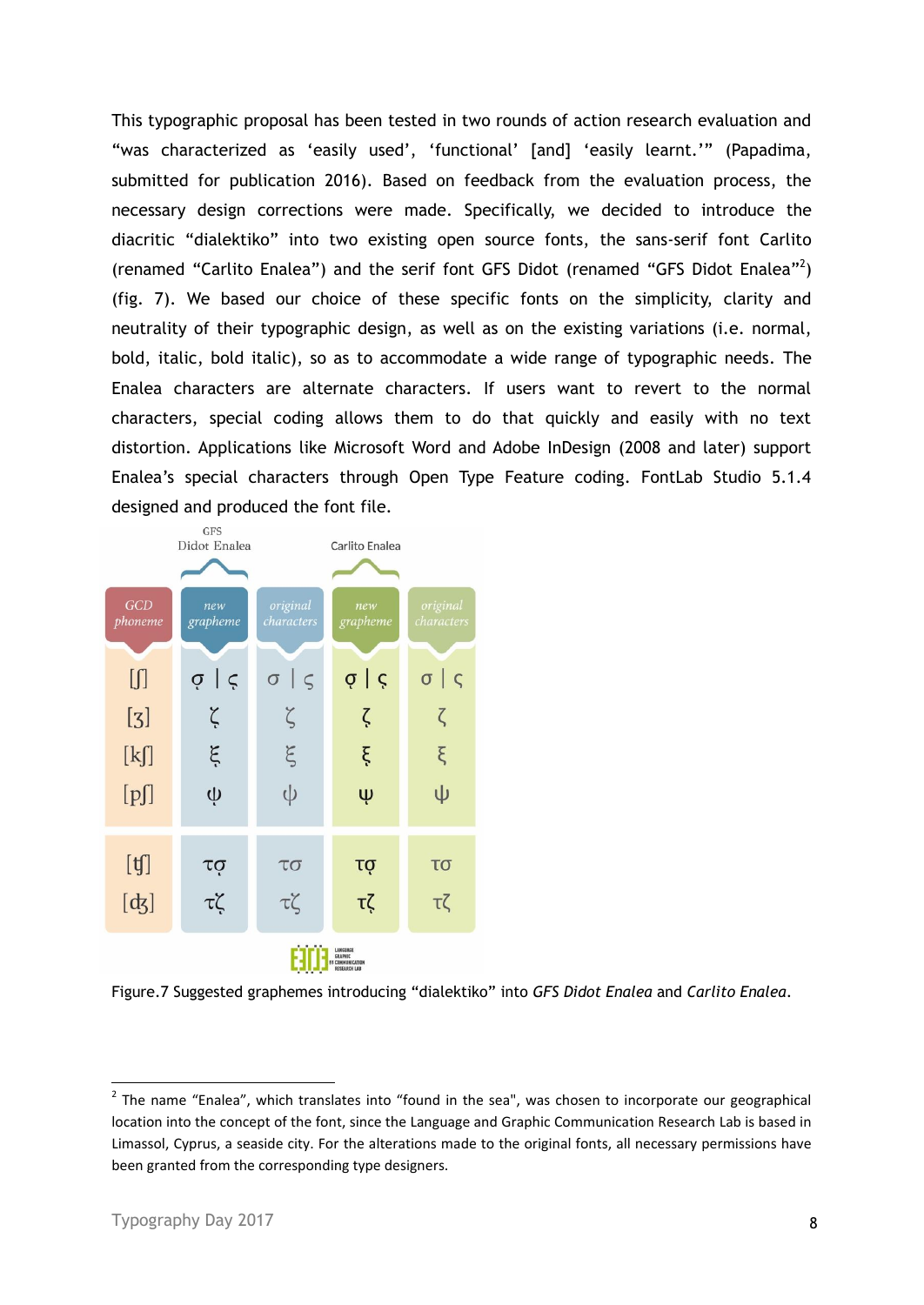This typographic proposal has been tested in two rounds of action research evaluation and "was characterized as 'easily used', 'functional' [and] 'easily learnt.'" (Papadima, submitted for publication 2016). Based on feedback from the evaluation process, the necessary design corrections were made. Specifically, we decided to introduce the diacritic "dialektiko" into two existing open source fonts, the sans-serif font Carlito (renamed "Carlito Enalea") and the serif font GFS Didot (renamed "GFS Didot Enalea"[2]) (fig. 7). We based our choice of these specific fonts on the simplicity, clarity and neutrality of their typographic design, as well as on the existing variations (i.e. normal, bold, italic, bold italic), so as to accommodate a wide range of typographic needs. The Enalea characters are alternate characters. If users want to revert to the normal characters, special coding allows them to do that quickly and easily with no text distortion. Applications like Microsoft Word and Adobe InDesign (2008 and later) support Enalea's special characters through Open Type Feature coding. FontLab Studio 5.1.4 designed and produced the font file.

| | GFS Didot Enalea | | Carlito Enalea | |
|---|---|---|---|---|
| *GCD phoneme* | *new grapheme* | *original characters* | *new grapheme* | *original characters* |
| [ʃ] | σ̦ \| ς̦ | σ \| ς | σ̦ \| ς̦ | σ \| ς |
| [ʒ] | ζ̦ | ζ | ζ̦ | ζ |
| [kʃ] | ξ̦ | ξ | ξ̦ | ξ |
| [pʃ] | ψ̦ | ψ | ψ̦ | ψ |
| [ʧ] | τσ̦ | τσ | τσ̦ | τσ |
| [ʤ] | τζ̦ | τζ | τζ̦ | τζ |

Figure.7 Suggested graphemes introducing "dialektiko" into *GFS Didot Enalea* and *Carlito Enalea*.

[2] The name "Enalea", which translates into "found in the sea", was chosen to incorporate our geographical location into the concept of the font, since the Language and Graphic Communication Research Lab is based in Limassol, Cyprus, a seaside city. For the alterations made to the original fonts, all necessary permissions have been granted from the corresponding type designers.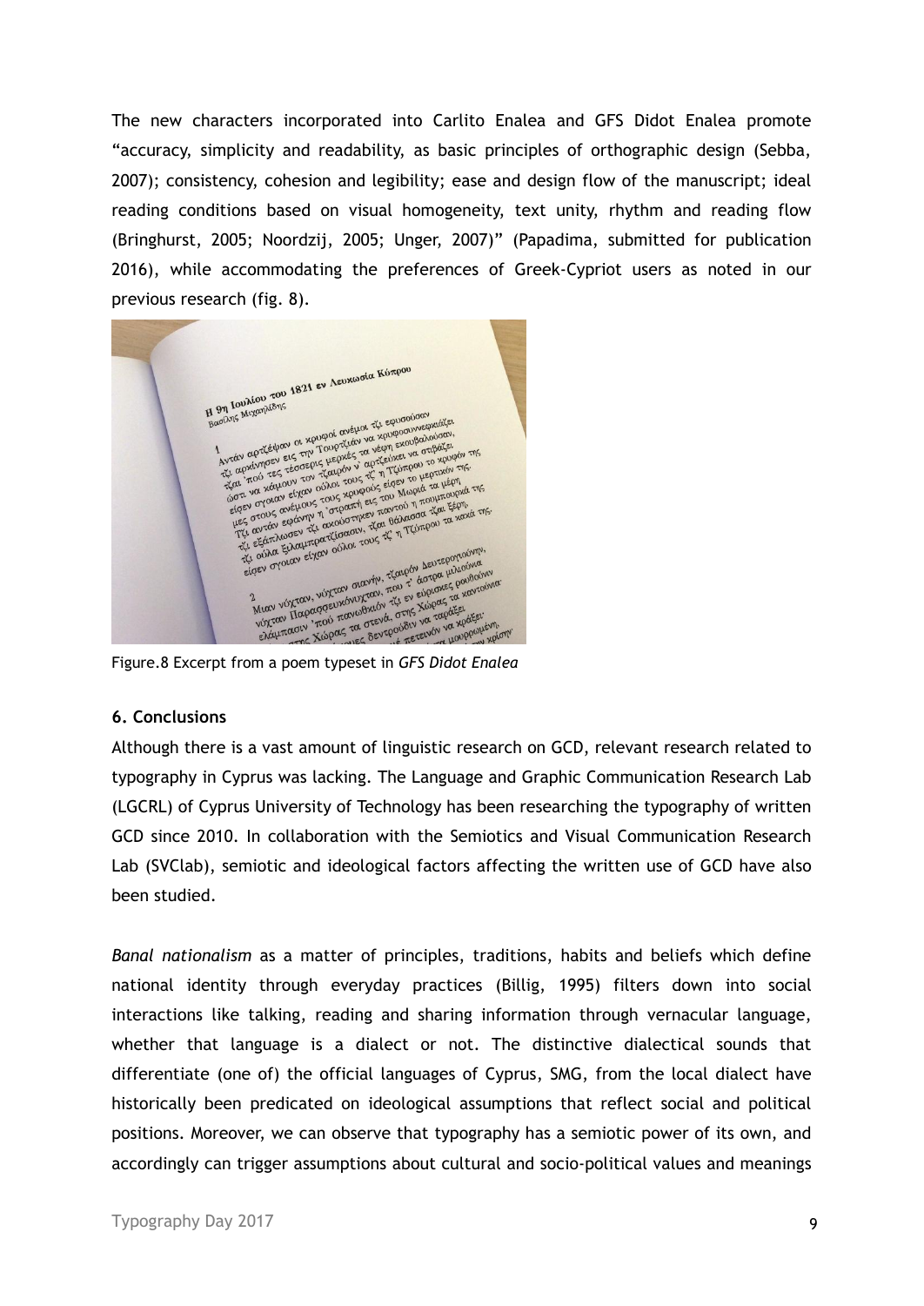The new characters incorporated into Carlito Enalea and GFS Didot Enalea promote "accuracy, simplicity and readability, as basic principles of orthographic design (Sebba, 2007); consistency, cohesion and legibility; ease and design flow of the manuscript; ideal reading conditions based on visual homogeneity, text unity, rhythm and reading flow (Bringhurst, 2005; Noordzij, 2005; Unger, 2007)" (Papadima, submitted for publication 2016), while accommodating the preferences of Greek-Cypriot users as noted in our previous research (fig. 8).

Figure.8 Excerpt from a poem typeset in *GFS Didot Enalea*

### 6. Conclusions

Although there is a vast amount of linguistic research on GCD, relevant research related to typography in Cyprus was lacking. The Language and Graphic Communication Research Lab (LGCRL) of Cyprus University of Technology has been researching the typography of written GCD since 2010. In collaboration with the Semiotics and Visual Communication Research Lab (SVClab), semiotic and ideological factors affecting the written use of GCD have also been studied.

*Banal nationalism* as a matter of principles, traditions, habits and beliefs which define national identity through everyday practices (Billig, 1995) filters down into social interactions like talking, reading and sharing information through vernacular language, whether that language is a dialect or not. The distinctive dialectical sounds that differentiate (one of) the official languages of Cyprus, SMG, from the local dialect have historically been predicated on ideological assumptions that reflect social and political positions. Moreover, we can observe that typography has a semiotic power of its own, and accordingly can trigger assumptions about cultural and socio-political values and meanings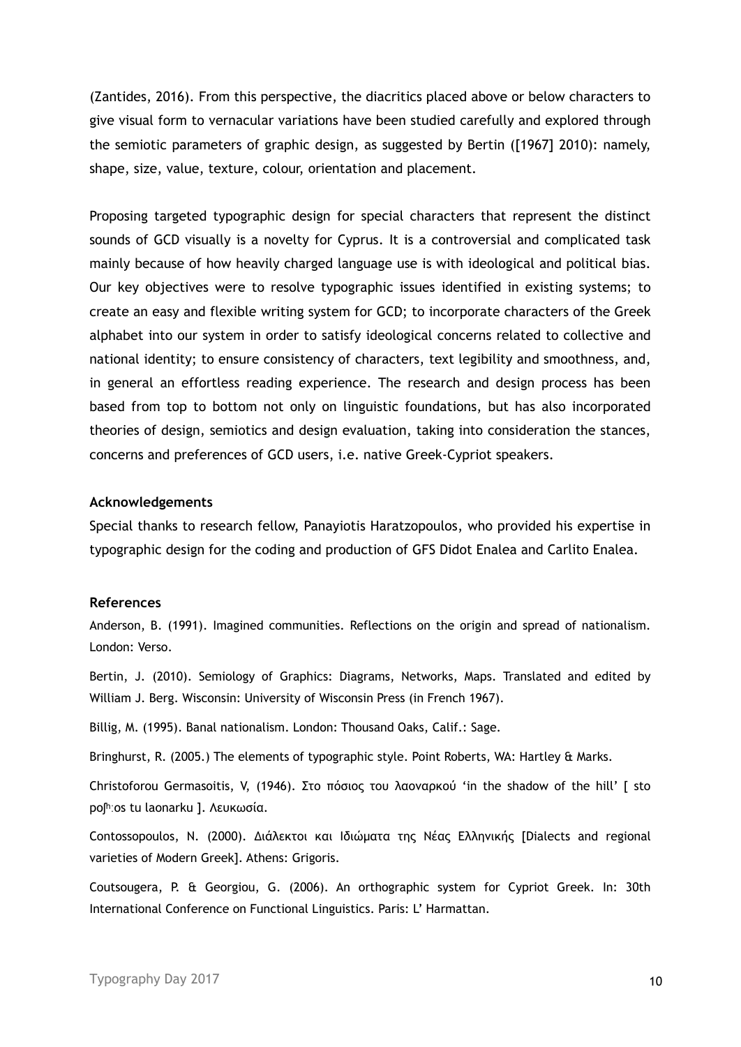(Zantides, 2016). From this perspective, the diacritics placed above or below characters to give visual form to vernacular variations have been studied carefully and explored through the semiotic parameters of graphic design, as suggested by Bertin ([1967] 2010): namely, shape, size, value, texture, colour, orientation and placement.

Proposing targeted typographic design for special characters that represent the distinct sounds of GCD visually is a novelty for Cyprus. It is a controversial and complicated task mainly because of how heavily charged language use is with ideological and political bias. Our key objectives were to resolve typographic issues identified in existing systems; to create an easy and flexible writing system for GCD; to incorporate characters of the Greek alphabet into our system in order to satisfy ideological concerns related to collective and national identity; to ensure consistency of characters, text legibility and smoothness, and, in general an effortless reading experience. The research and design process has been based from top to bottom not only on linguistic foundations, but has also incorporated theories of design, semiotics and design evaluation, taking into consideration the stances, concerns and preferences of GCD users, i.e. native Greek-Cypriot speakers.

**Acknowledgements**

Special thanks to research fellow, Panayiotis Haratzopoulos, who provided his expertise in typographic design for the coding and production of GFS Didot Enalea and Carlito Enalea.

**References**

Anderson, B. (1991). Imagined communities. Reflections on the origin and spread of nationalism. London: Verso.

Bertin, J. (2010). Semiology of Graphics: Diagrams, Networks, Maps. Translated and edited by William J. Berg. Wisconsin: University of Wisconsin Press (in French 1967).

Billig, M. (1995). Banal nationalism. London: Thousand Oaks, Calif.: Sage.

Bringhurst, R. (2005.) The elements of typographic style. Point Roberts, WA: Hartley & Marks.

Christoforou Germasoitis, V, (1946). Στο πόσιος του λαοναρκού 'in the shadow of the hill' [ sto poʃʰːos tu laonarku ]. Λευκωσία.

Contossopoulos, N. (2000). Διάλεκτοι και Ιδιώματα της Νέας Ελληνικής [Dialects and regional varieties of Modern Greek]. Athens: Grigoris.

Coutsougera, P. & Georgiou, G. (2006). An orthographic system for Cypriot Greek. In: 30th International Conference on Functional Linguistics. Paris: L' Harmattan.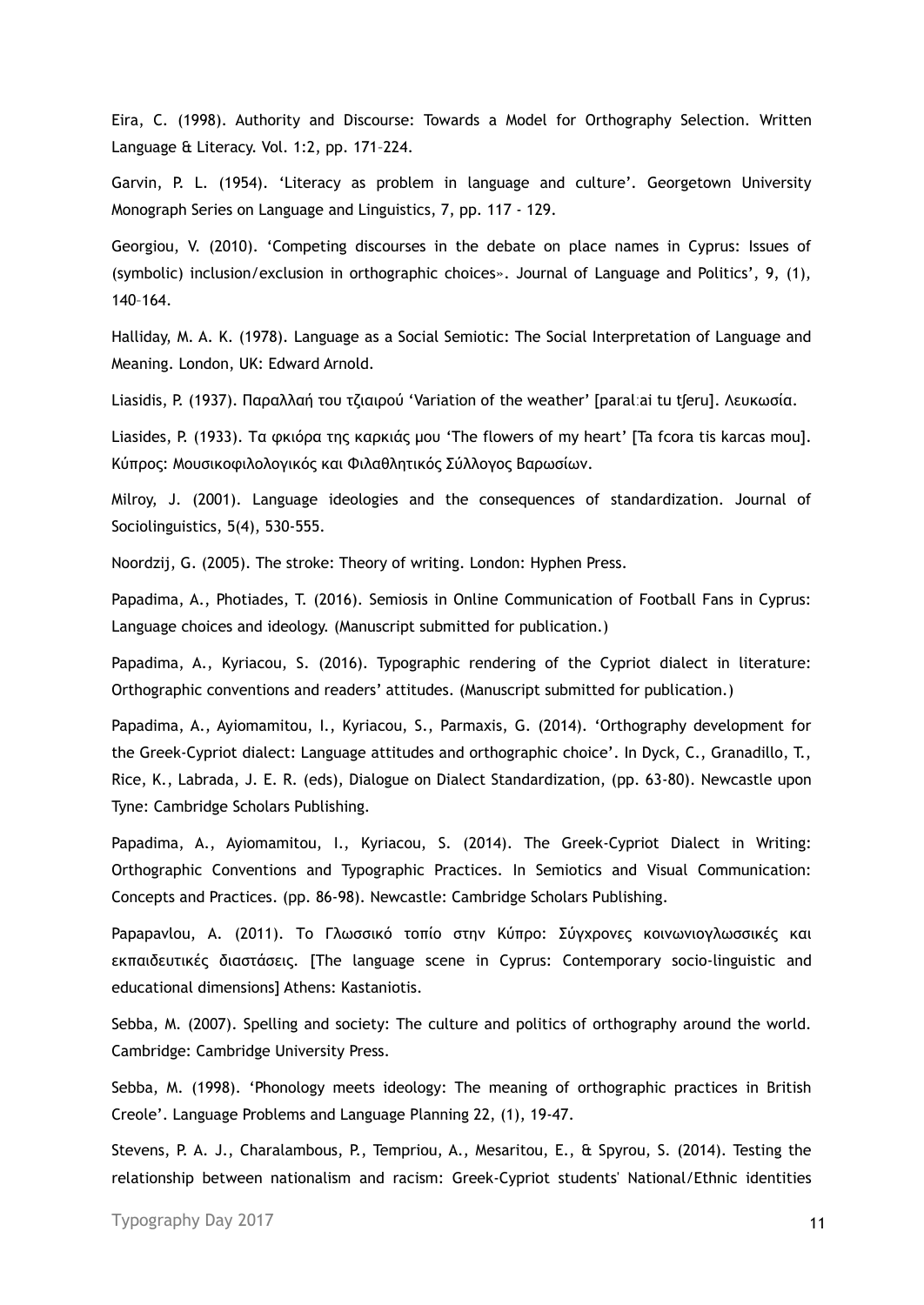Eira, C. (1998). Authority and Discourse: Towards a Model for Orthography Selection. Written Language & Literacy. Vol. 1:2, pp. 171–224.

Garvin, P. L. (1954). 'Literacy as problem in language and culture'. Georgetown University Monograph Series on Language and Linguistics, 7, pp. 117 - 129.

Georgiou, V. (2010). 'Competing discourses in the debate on place names in Cyprus: Issues of (symbolic) inclusion/exclusion in orthographic choices». Journal of Language and Politics', 9, (1), 140–164.

Halliday, M. A. K. (1978). Language as a Social Semiotic: The Social Interpretation of Language and Meaning. London, UK: Edward Arnold.

Liasidis, P. (1937). Παραλλαή του τζιαιρού 'Variation of the weather' [paralːai tu tʃeru]. Λευκωσία.

Liasides, P. (1933). Τα φκιόρα της καρκιάς μου 'The flowers of my heart' [Ta fcora tis karcas mou]. Κύπρος: Μουσικοφιλολογικός και Φιλαθλητικός Σύλλογος Βαρωσίων.

Milroy, J. (2001). Language ideologies and the consequences of standardization. Journal of Sociolinguistics, 5(4), 530-555.

Noordzij, G. (2005). The stroke: Theory of writing. London: Hyphen Press.

Papadima, A., Photiades, T. (2016). Semiosis in Online Communication of Football Fans in Cyprus: Language choices and ideology. (Manuscript submitted for publication.)

Papadima, A., Kyriacou, S. (2016). Typographic rendering of the Cypriot dialect in literature: Orthographic conventions and readers' attitudes. (Manuscript submitted for publication.)

Papadima, A., Ayiomamitou, I., Kyriacou, S., Parmaxis, G. (2014). 'Orthography development for the Greek-Cypriot dialect: Language attitudes and orthographic choice'. In Dyck, C., Granadillo, T., Rice, K., Labrada, J. E. R. (eds), Dialogue on Dialect Standardization, (pp. 63-80). Newcastle upon Tyne: Cambridge Scholars Publishing.

Papadima, A., Ayiomamitou, I., Kyriacou, S. (2014). The Greek-Cypriot Dialect in Writing: Orthographic Conventions and Typographic Practices. In Semiotics and Visual Communication: Concepts and Practices. (pp. 86-98). Newcastle: Cambridge Scholars Publishing.

Papapavlou, A. (2011). Το Γλωσσικό τοπίο στην Κύπρο: Σύγχρονες κοινωνιογλωσσικές και εκπαιδευτικές διαστάσεις. [The language scene in Cyprus: Contemporary socio-linguistic and educational dimensions] Athens: Kastaniotis.

Sebba, M. (2007). Spelling and society: The culture and politics of orthography around the world. Cambridge: Cambridge University Press.

Sebba, M. (1998). 'Phonology meets ideology: The meaning of orthographic practices in British Creole'. Language Problems and Language Planning 22, (1), 19-47.

Stevens, P. A. J., Charalambous, P., Tempriou, A., Mesaritou, E., & Spyrou, S. (2014). Testing the relationship between nationalism and racism: Greek-Cypriot students' National/Ethnic identities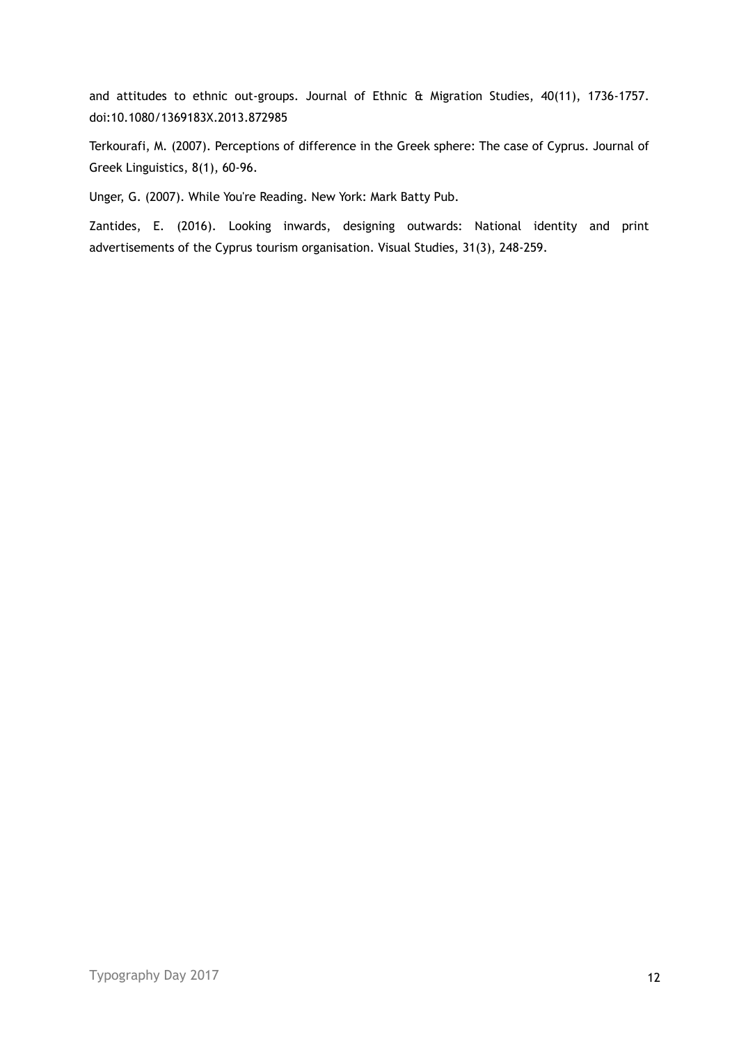and attitudes to ethnic out-groups. Journal of Ethnic & Migration Studies, 40(11), 1736-1757. doi:10.1080/1369183X.2013.872985

Terkourafi, M. (2007). Perceptions of difference in the Greek sphere: The case of Cyprus. Journal of Greek Linguistics, 8(1), 60-96.

Unger, G. (2007). While You're Reading. New York: Mark Batty Pub.

Zantides, E. (2016). Looking inwards, designing outwards: National identity and print advertisements of the Cyprus tourism organisation. Visual Studies, 31(3), 248-259.